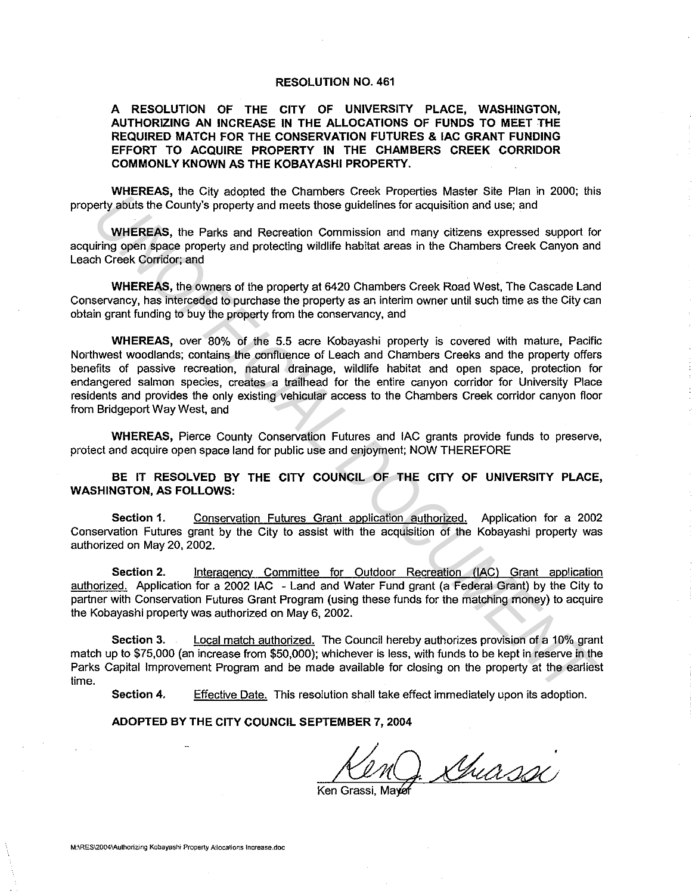# RESOLUTION NO. 461

**A RESOLUTION OF THE CITY OF UNIVERSITY PLACE, WASHINGTON, AUTHORIZING AN INCREASE IN THE ALLOCATIONS OF FUNDS TO MEET THE REQUIRED MATCH FOR THE CONSERVATION FUTURES & IAC GRANT FUNDING EFFORT TO ACQUIRE PROPERTY IN THE CHAMBERS CREEK CORRIDOR COMMONLY KNOWN AS THE KOBAYASHI PROPERTY.**

**WHEREAS,** the City adopted the Chambers Creek Properties Master Site Plan in 2000; this property abuts the County's property and meets those guidelines for acquisition and use; and

**WHEREAS,** the Parks and Recreation Commission and many citizens expressed support for acquiring open space property and protecting wildlife habitat areas in the Chambers Creek Canyon and Leach Creek Corridor; and

**WHEREAS,** the owners of the property at 6420 Chambers Creek Road West, The Cascade Land Conservancy, has interceded to purchase the property as an interim owner until such time as the City can obtain grant funding to buy the property from the conservancy, and

**WHEREAS,** over 80% of the 5.5 acre Kobayashi property is covered with mature, Pacific Northwest woodlands; contains the confluence of Leach and Chambers Creeks and the property offers benefits of passive recreation, natural drainage, wildlife habitat and open space, protection for endangered salmon species, creates a trailhead for the entire canyon corridor for University Place residents and provides the only existing vehicular access to the Chambers Creek corridor canyon floor from Bridgeport Way West, and

**WHEREAS,** Pierce County Conservation Futures and IAC grants provide funds to preserve, protect and acquire open space land for public use and enjoyment; NOW THEREFORE

**BE IT RESOLVED BY THE CITY COUNCIL OF THE CITY OF UNIVERSITY PLACE, WASHINGTON, AS FOLLOWS:**

**Section 1.** Conservation Futures Grant application authorized. Application for a 2002 Conservation Futures grant by the City to assist with the acquisition of the Kobayashi property was authorized on May 20, 2002.

**Section 2.** Interagency Committee for Outdoor Recreation (IAC) Grant application authorized. Application for a 2002 IAC - Land and Water Fund grant (a Federal Grant) by the City to partner with Conservation Futures Grant Program (using these funds for the matching money) to acquire the Kobayashi property was authorized on May 6, 2002.

**Section 3.** Local match authorized. The Council hereby authorizes provision of a 10% grant match up to $75,000 (an increase from $50,000); whichever is less, with funds to be kept in reserve in the Parks Capital Improvement Program and be made available for closing on the property at the earliest time.

**Section 4.** Effective Date. This resolution shall take effect immediately upon its adoption.

**ADOPTED BY THE CITY COUNCIL SEPTEMBER 7, 2004**

Ken Grassi, Mayor

M:\RES\2004\Authorizing Kobayashi Property Allocations Increase.doc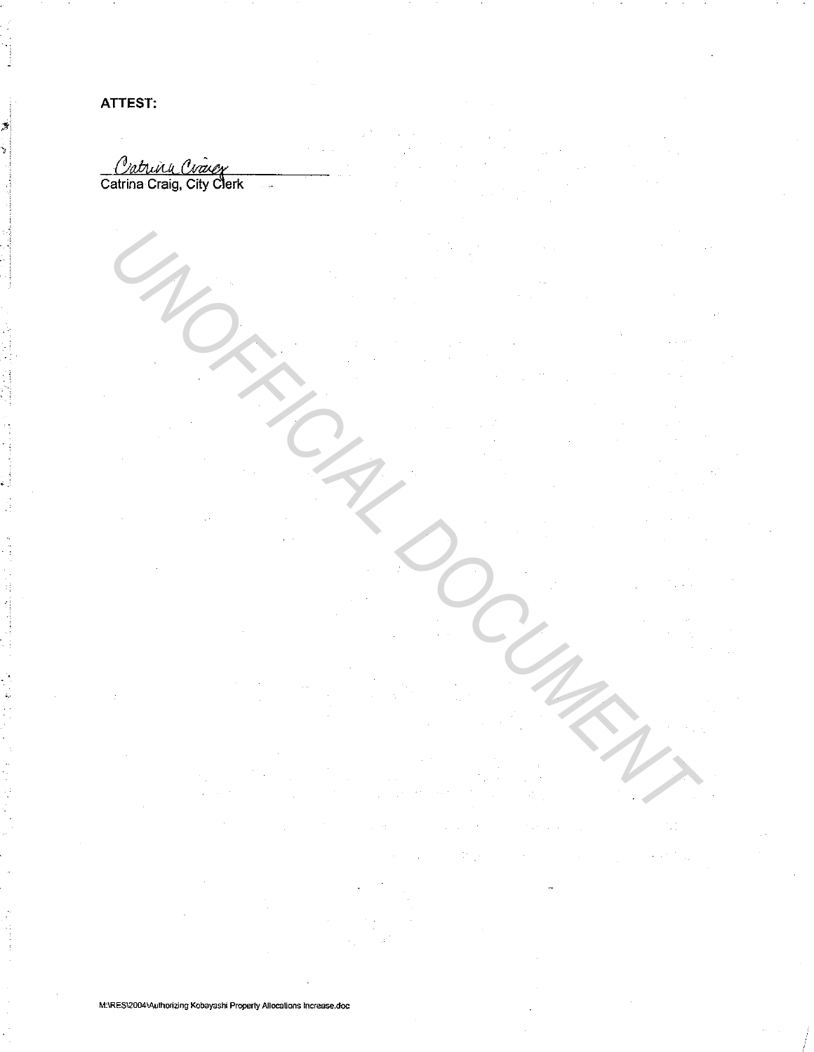**ATTEST:**

*Catrina Craig*
Catrina Craig, City Clerk

UNOFFICIAL DOCUMENT

M:\RES\2004\Authorizing Kobayashi Property Allocations Increase.doc